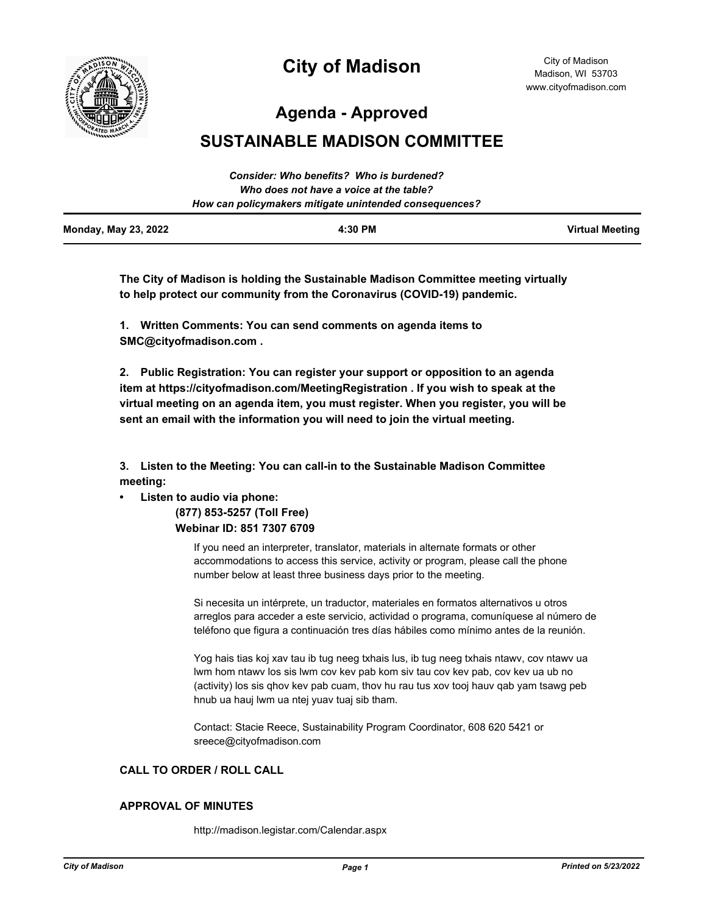# City of Madison

City of Madison
Madison, WI 53703
www.cityofmadison.com

## Agenda - Approved

## SUSTAINABLE MADISON COMMITTEE

***Consider: Who benefits? Who is burdened?***
***Who does not have a voice at the table?***
***How can policymakers mitigate unintended consequences?***

| **Monday, May 23, 2022** | **4:30 PM** | **Virtual Meeting** |
|---|---|---|

**The City of Madison is holding the Sustainable Madison Committee meeting virtually to help protect our community from the Coronavirus (COVID-19) pandemic.**

**1. Written Comments: You can send comments on agenda items to SMC@cityofmadison.com .**

**2. Public Registration: You can register your support or opposition to an agenda item at https://cityofmadison.com/MeetingRegistration . If you wish to speak at the virtual meeting on an agenda item, you must register. When you register, you will be sent an email with the information you will need to join the virtual meeting.**

**3. Listen to the Meeting: You can call-in to the Sustainable Madison Committee meeting:**

- **Listen to audio via phone:**
  **(877) 853-5257 (Toll Free)**
  **Webinar ID: 851 7307 6709**

If you need an interpreter, translator, materials in alternate formats or other accommodations to access this service, activity or program, please call the phone number below at least three business days prior to the meeting.

Si necesita un intérprete, un traductor, materiales en formatos alternativos u otros arreglos para acceder a este servicio, actividad o programa, comuníquese al número de teléfono que figura a continuación tres días hábiles como mínimo antes de la reunión.

Yog hais tias koj xav tau ib tug neeg txhais lus, ib tug neeg txhais ntawv, cov ntawv ua lwm hom ntawv los sis lwm cov kev pab kom siv tau cov kev pab, cov kev ua ub no (activity) los sis qhov kev pab cuam, thov hu rau tus xov tooj hauv qab yam tsawg peb hnub ua hauj lwm ua ntej yuav tuaj sib tham.

Contact: Stacie Reece, Sustainability Program Coordinator, 608 620 5421 or sreece@cityofmadison.com

### CALL TO ORDER / ROLL CALL

### APPROVAL OF MINUTES

http://madison.legistar.com/Calendar.aspx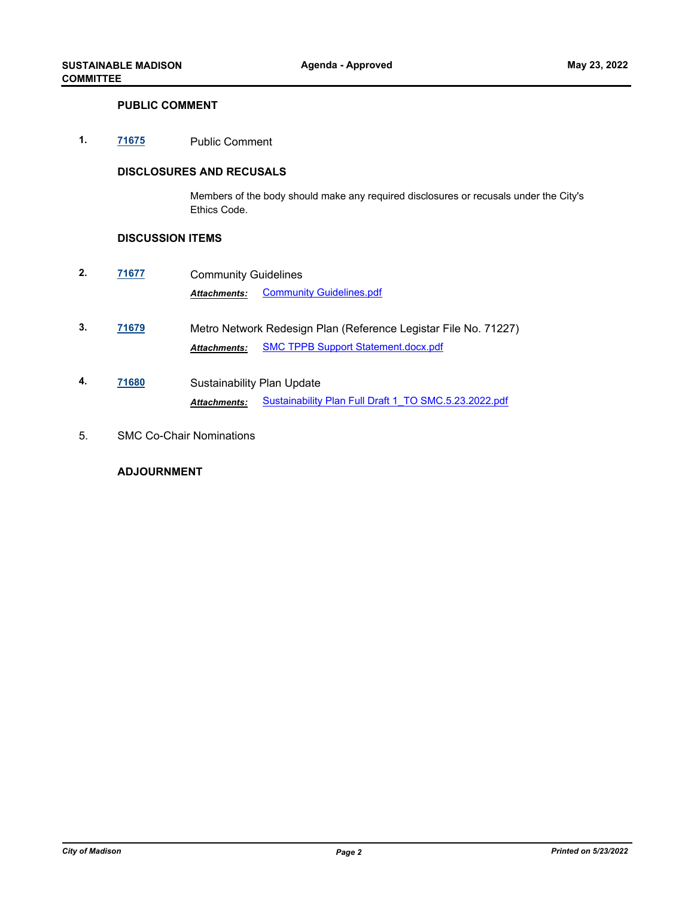## PUBLIC COMMENT

1. **71675** Public Comment

## DISCLOSURES AND RECUSALS

Members of the body should make any required disclosures or recusals under the City's Ethics Code.

## DISCUSSION ITEMS

2. **71677** Community Guidelines

   ***Attachments:*** Community Guidelines.pdf

3. **71679** Metro Network Redesign Plan (Reference Legistar File No. 71227)

   ***Attachments:*** SMC TPPB Support Statement.docx.pdf

4. **71680** Sustainability Plan Update

   ***Attachments:*** Sustainability Plan Full Draft 1_TO SMC.5.23.2022.pdf

5. SMC Co-Chair Nominations

## ADJOURNMENT